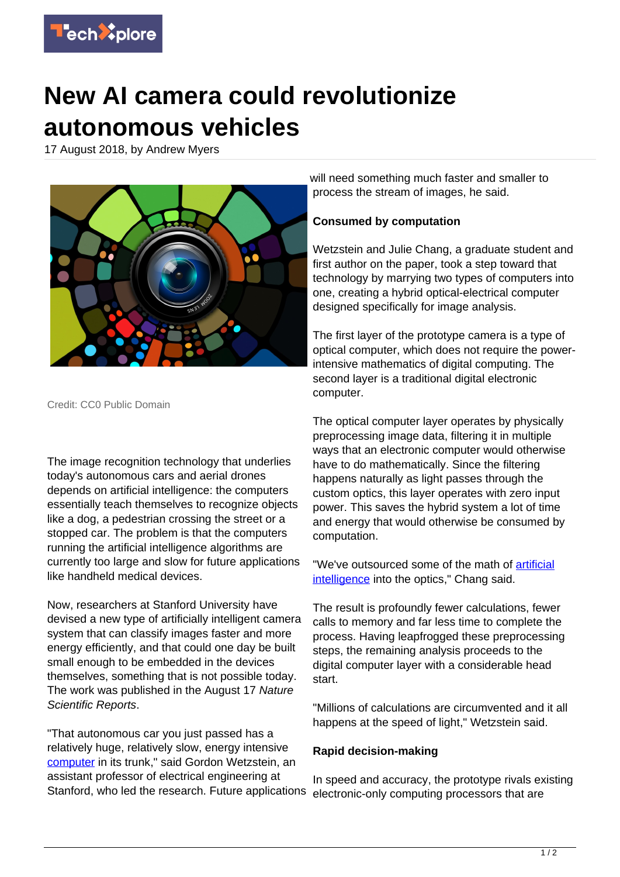# New AI camera could revolutionize autonomous vehicles

17 August 2018, by Andrew Myers

Credit: CC0 Public Domain

The image recognition technology that underlies today's autonomous cars and aerial drones depends on artificial intelligence: the computers essentially teach themselves to recognize objects like a dog, a pedestrian crossing the street or a stopped car. The problem is that the computers running the artificial intelligence algorithms are currently too large and slow for future applications like handheld medical devices.

Now, researchers at Stanford University have devised a new type of artificially intelligent camera system that can classify images faster and more energy efficiently, and that could one day be built small enough to be embedded in the devices themselves, something that is not possible today. The work was published in the August 17 *Nature Scientific Reports*.

"That autonomous car you just passed has a relatively huge, relatively slow, energy intensive computer in its trunk," said Gordon Wetzstein, an assistant professor of electrical engineering at Stanford, who led the research. Future applications will need something much faster and smaller to process the stream of images, he said.

**Consumed by computation**

Wetzstein and Julie Chang, a graduate student and first author on the paper, took a step toward that technology by marrying two types of computers into one, creating a hybrid optical-electrical computer designed specifically for image analysis.

The first layer of the prototype camera is a type of optical computer, which does not require the power-intensive mathematics of digital computing. The second layer is a traditional digital electronic computer.

The optical computer layer operates by physically preprocessing image data, filtering it in multiple ways that an electronic computer would otherwise have to do mathematically. Since the filtering happens naturally as light passes through the custom optics, this layer operates with zero input power. This saves the hybrid system a lot of time and energy that would otherwise be consumed by computation.

"We've outsourced some of the math of artificial intelligence into the optics," Chang said.

The result is profoundly fewer calculations, fewer calls to memory and far less time to complete the process. Having leapfrogged these preprocessing steps, the remaining analysis proceeds to the digital computer layer with a considerable head start.

"Millions of calculations are circumvented and it all happens at the speed of light," Wetzstein said.

**Rapid decision-making**

In speed and accuracy, the prototype rivals existing electronic-only computing processors that are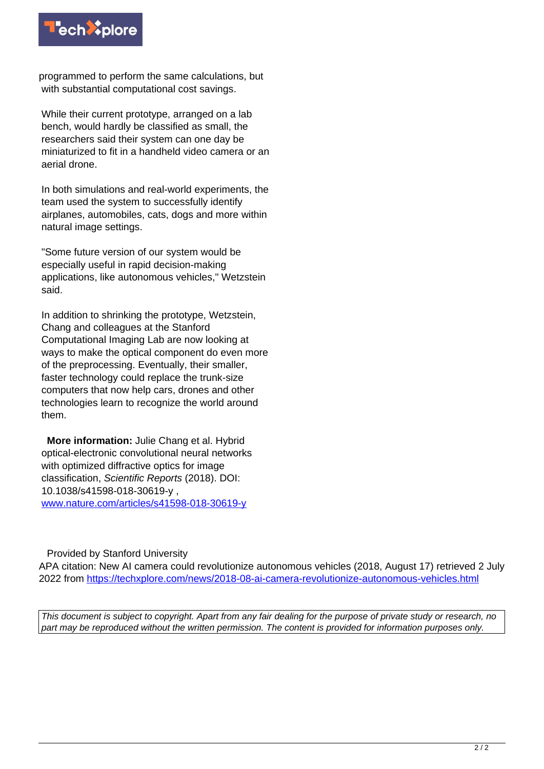programmed to perform the same calculations, but with substantial computational cost savings.

While their current prototype, arranged on a lab bench, would hardly be classified as small, the researchers said their system can one day be miniaturized to fit in a handheld video camera or an aerial drone.

In both simulations and real-world experiments, the team used the system to successfully identify airplanes, automobiles, cats, dogs and more within natural image settings.

"Some future version of our system would be especially useful in rapid decision-making applications, like autonomous vehicles," Wetzstein said.

In addition to shrinking the prototype, Wetzstein, Chang and colleagues at the Stanford Computational Imaging Lab are now looking at ways to make the optical component do even more of the preprocessing. Eventually, their smaller, faster technology could replace the trunk-size computers that now help cars, drones and other technologies learn to recognize the world around them.

**More information:** Julie Chang et al. Hybrid optical-electronic convolutional neural networks with optimized diffractive optics for image classification, *Scientific Reports* (2018). DOI: 10.1038/s41598-018-30619-y , www.nature.com/articles/s41598-018-30619-y

Provided by Stanford University

APA citation: New AI camera could revolutionize autonomous vehicles (2018, August 17) retrieved 2 July 2022 from https://techxplore.com/news/2018-08-ai-camera-revolutionize-autonomous-vehicles.html

*This document is subject to copyright. Apart from any fair dealing for the purpose of private study or research, no part may be reproduced without the written permission. The content is provided for information purposes only.*